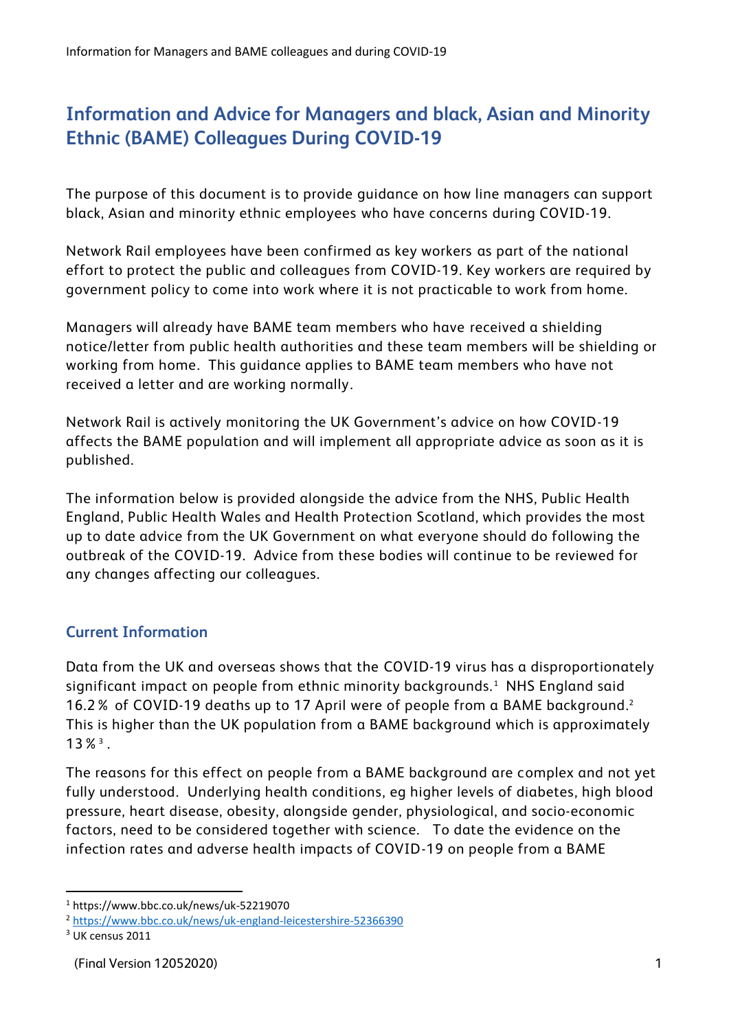# Information and Advice for Managers and black, Asian and Minority Ethnic (BAME) Colleagues During COVID-19

The purpose of this document is to provide guidance on how line managers can support black, Asian and minority ethnic employees who have concerns during COVID-19.

Network Rail employees have been confirmed as key workers as part of the national effort to protect the public and colleagues from COVID-19. Key workers are required by government policy to come into work where it is not practicable to work from home.

Managers will already have BAME team members who have received a shielding notice/letter from public health authorities and these team members will be shielding or working from home. This guidance applies to BAME team members who have not received a letter and are working normally.

Network Rail is actively monitoring the UK Government's advice on how COVID-19 affects the BAME population and will implement all appropriate advice as soon as it is published.

The information below is provided alongside the advice from the NHS, Public Health England, Public Health Wales and Health Protection Scotland, which provides the most up to date advice from the UK Government on what everyone should do following the outbreak of the COVID-19. Advice from these bodies will continue to be reviewed for any changes affecting our colleagues.

## Current Information

Data from the UK and overseas shows that the COVID-19 virus has a disproportionately significant impact on people from ethnic minority backgrounds.[1] NHS England said 16.2% of COVID-19 deaths up to 17 April were of people from a BAME background.[2] This is higher than the UK population from a BAME background which is approximately 13%[3].

The reasons for this effect on people from a BAME background are complex and not yet fully understood. Underlying health conditions, eg higher levels of diabetes, high blood pressure, heart disease, obesity, alongside gender, physiological, and socio-economic factors, need to be considered together with science. To date the evidence on the infection rates and adverse health impacts of COVID-19 on people from a BAME

---

[1] https://www.bbc.co.uk/news/uk-52219070

[2] https://www.bbc.co.uk/news/uk-england-leicestershire-52366390

[3] UK census 2011

(Final Version 12052020)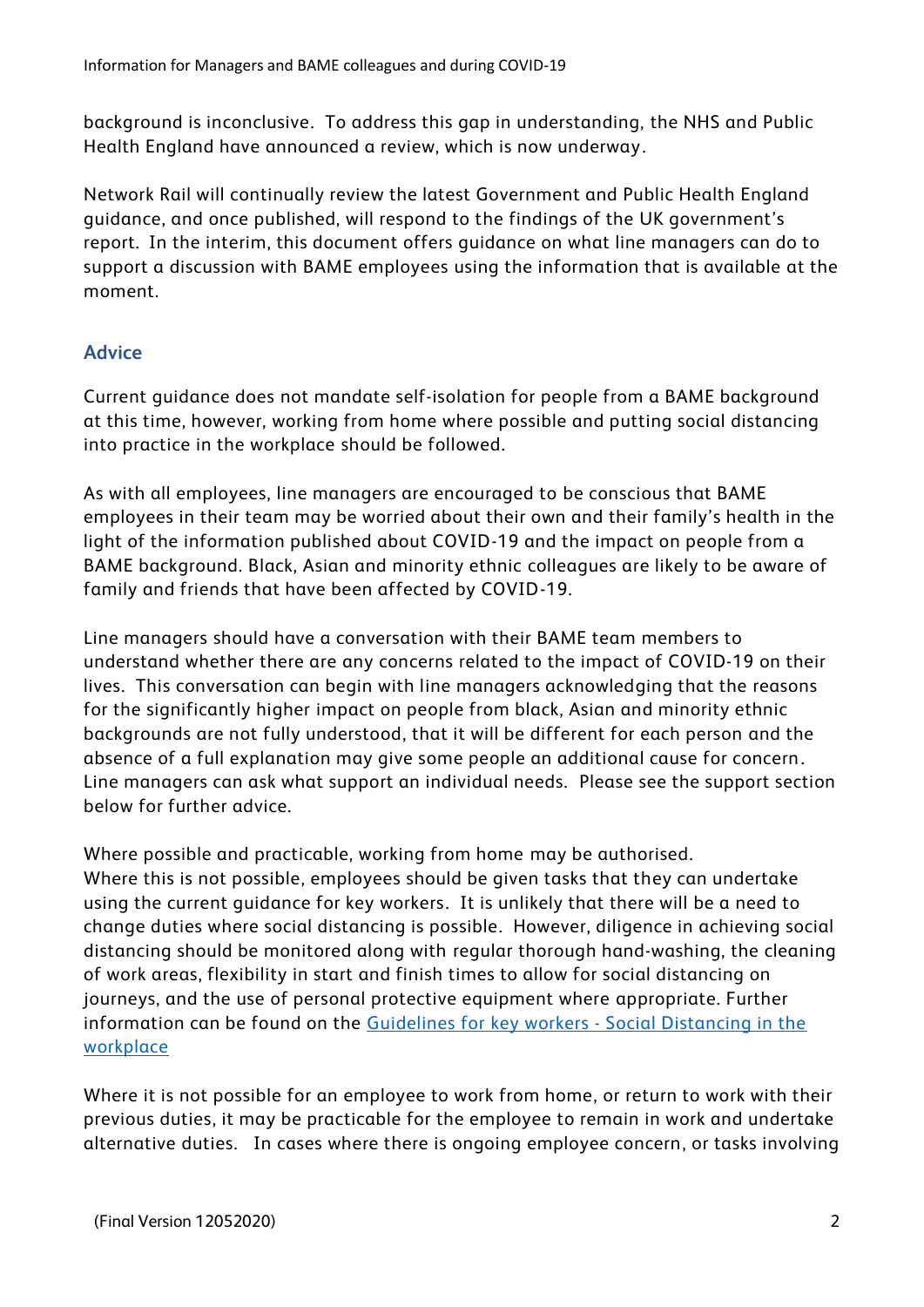background is inconclusive. To address this gap in understanding, the NHS and Public Health England have announced a review, which is now underway.

Network Rail will continually review the latest Government and Public Health England guidance, and once published, will respond to the findings of the UK government's report. In the interim, this document offers guidance on what line managers can do to support a discussion with BAME employees using the information that is available at the moment.

## Advice

Current guidance does not mandate self-isolation for people from a BAME background at this time, however, working from home where possible and putting social distancing into practice in the workplace should be followed.

As with all employees, line managers are encouraged to be conscious that BAME employees in their team may be worried about their own and their family's health in the light of the information published about COVID-19 and the impact on people from a BAME background. Black, Asian and minority ethnic colleagues are likely to be aware of family and friends that have been affected by COVID-19.

Line managers should have a conversation with their BAME team members to understand whether there are any concerns related to the impact of COVID-19 on their lives. This conversation can begin with line managers acknowledging that the reasons for the significantly higher impact on people from black, Asian and minority ethnic backgrounds are not fully understood, that it will be different for each person and the absence of a full explanation may give some people an additional cause for concern. Line managers can ask what support an individual needs. Please see the support section below for further advice.

Where possible and practicable, working from home may be authorised.
Where this is not possible, employees should be given tasks that they can undertake using the current guidance for key workers. It is unlikely that there will be a need to change duties where social distancing is possible. However, diligence in achieving social distancing should be monitored along with regular thorough hand-washing, the cleaning of work areas, flexibility in start and finish times to allow for social distancing on journeys, and the use of personal protective equipment where appropriate. Further information can be found on the [Guidelines for key workers - Social Distancing in the workplace]

Where it is not possible for an employee to work from home, or return to work with their previous duties, it may be practicable for the employee to remain in work and undertake alternative duties. In cases where there is ongoing employee concern, or tasks involving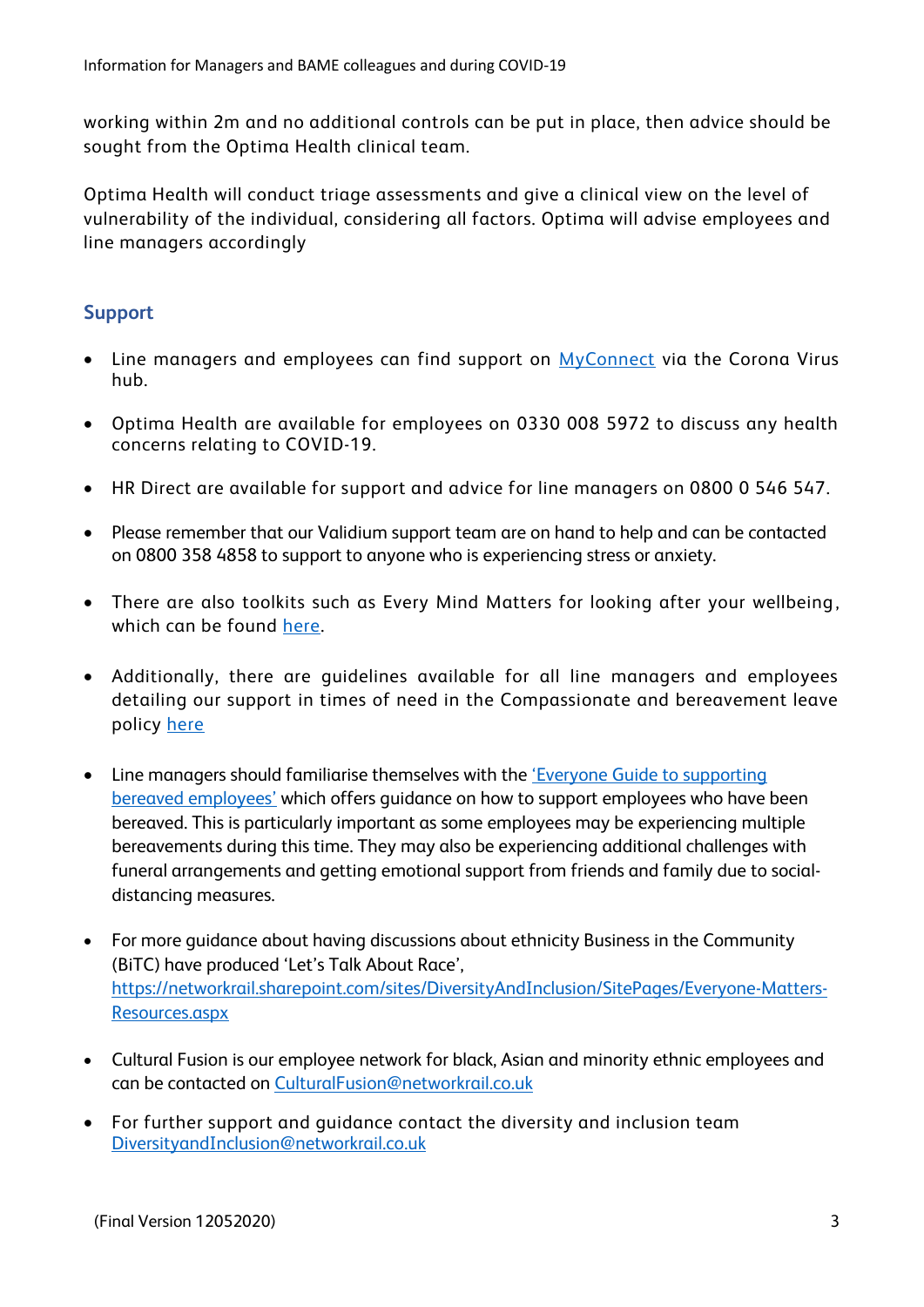working within 2m and no additional controls can be put in place, then advice should be sought from the Optima Health clinical team.

Optima Health will conduct triage assessments and give a clinical view on the level of vulnerability of the individual, considering all factors. Optima will advise employees and line managers accordingly

## Support

- Line managers and employees can find support on MyConnect via the Corona Virus hub.
- Optima Health are available for employees on 0330 008 5972 to discuss any health concerns relating to COVID-19.
- HR Direct are available for support and advice for line managers on 0800 0 546 547.
- Please remember that our Validium support team are on hand to help and can be contacted on 0800 358 4858 to support to anyone who is experiencing stress or anxiety.
- There are also toolkits such as Every Mind Matters for looking after your wellbeing, which can be found here.
- Additionally, there are guidelines available for all line managers and employees detailing our support in times of need in the Compassionate and bereavement leave policy here
- Line managers should familiarise themselves with the 'Everyone Guide to supporting bereaved employees' which offers guidance on how to support employees who have been bereaved. This is particularly important as some employees may be experiencing multiple bereavements during this time. They may also be experiencing additional challenges with funeral arrangements and getting emotional support from friends and family due to social-distancing measures.
- For more guidance about having discussions about ethnicity Business in the Community (BiTC) have produced 'Let's Talk About Race', https://networkrail.sharepoint.com/sites/DiversityAndInclusion/SitePages/Everyone-Matters-Resources.aspx
- Cultural Fusion is our employee network for black, Asian and minority ethnic employees and can be contacted on CulturalFusion@networkrail.co.uk
- For further support and guidance contact the diversity and inclusion team DiversityandInclusion@networkrail.co.uk

(Final Version 12052020)